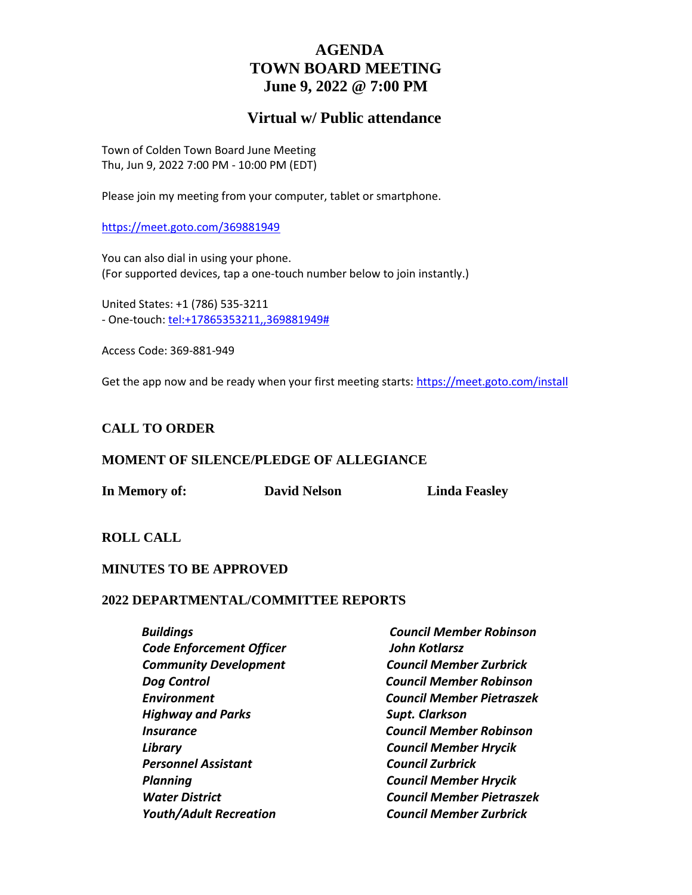# AGENDA
# TOWN BOARD MEETING
# June 9, 2022 @ 7:00 PM

## Virtual w/ Public attendance

Town of Colden Town Board June Meeting
Thu, Jun 9, 2022 7:00 PM - 10:00 PM (EDT)

Please join my meeting from your computer, tablet or smartphone.

https://meet.goto.com/369881949

You can also dial in using your phone.
(For supported devices, tap a one-touch number below to join instantly.)

United States: +1 (786) 535-3211
- One-touch: tel:+17865353211,,369881949#

Access Code: 369-881-949

Get the app now and be ready when your first meeting starts: https://meet.goto.com/install

**CALL TO ORDER**

**MOMENT OF SILENCE/PLEDGE OF ALLEGIANCE**

**In Memory of:** **David Nelson** **Linda Feasley**

**ROLL CALL**

**MINUTES TO BE APPROVED**

**2022 DEPARTMENTAL/COMMITTEE REPORTS**

| | |
|---|---|
| ***Buildings*** | ***Council Member Robinson*** |
| ***Code Enforcement Officer*** | ***John Kotlarsz*** |
| ***Community Development*** | ***Council Member Zurbrick*** |
| ***Dog Control*** | ***Council Member Robinson*** |
| ***Environment*** | ***Council Member Pietraszek*** |
| ***Highway and Parks*** | ***Supt. Clarkson*** |
| ***Insurance*** | ***Council Member Robinson*** |
| ***Library*** | ***Council Member Hrycik*** |
| ***Personnel Assistant*** | ***Council Zurbrick*** |
| ***Planning*** | ***Council Member Hrycik*** |
| ***Water District*** | ***Council Member Pietraszek*** |
| ***Youth/Adult Recreation*** | ***Council Member Zurbrick*** |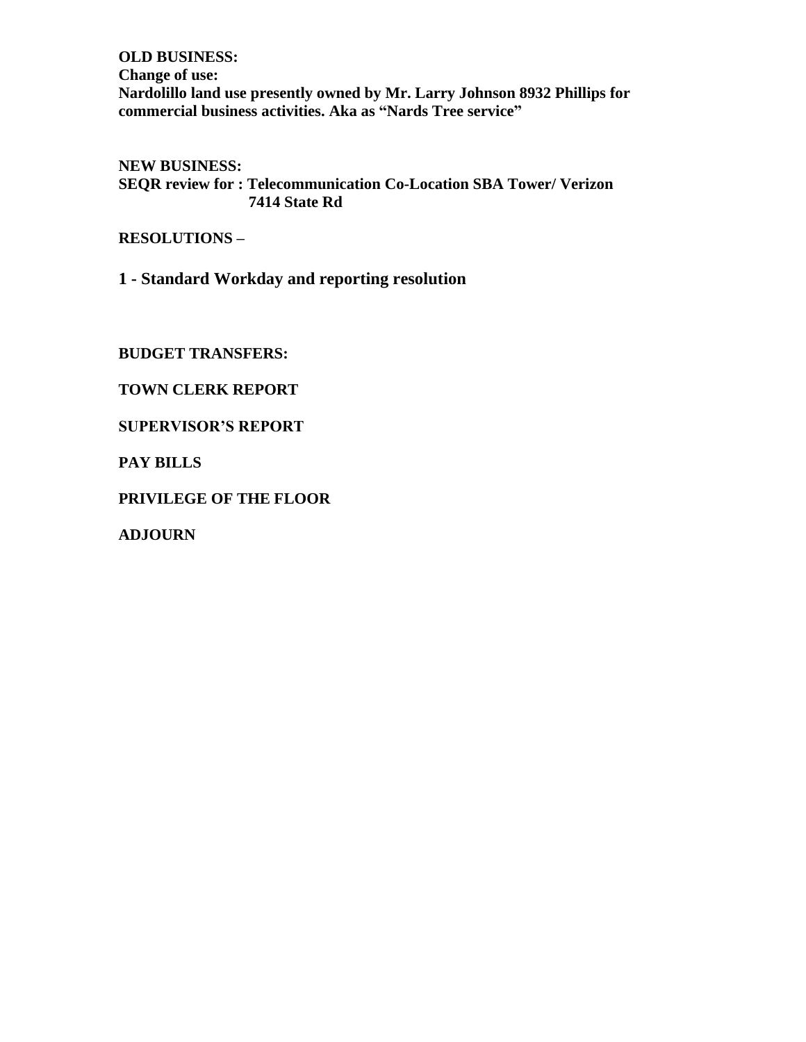**OLD BUSINESS:**
**Change of use:**
**Nardolillo land use presently owned by Mr. Larry Johnson 8932 Phillips for commercial business activities. Aka as "Nards Tree service"**

**NEW BUSINESS:**
**SEQR review for : Telecommunication Co-Location SBA Tower/ Verizon**
**7414 State Rd**

**RESOLUTIONS –**

**1 - Standard Workday and reporting resolution**

**BUDGET TRANSFERS:**

**TOWN CLERK REPORT**

**SUPERVISOR'S REPORT**

**PAY BILLS**

**PRIVILEGE OF THE FLOOR**

**ADJOURN**